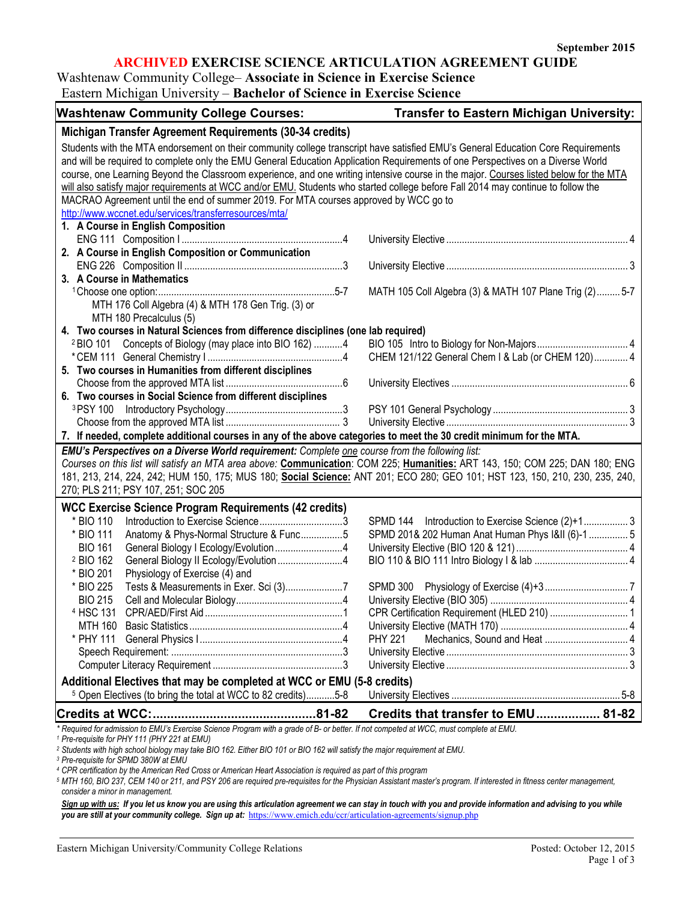September 2015

# ARCHIVED EXERCISE SCIENCE ARTICULATION AGREEMENT GUIDE

Washtenaw Community College– **Associate in Science in Exercise Science**
Eastern Michigan University – **Bachelor of Science in Exercise Science**

| Washtenaw Community College Courses: | Transfer to Eastern Michigan University: |
|---|---|
| **Michigan Transfer Agreement Requirements (30-34 credits)** | |
| Students with the MTA endorsement on their community college transcript have satisfied EMU's General Education Core Requirements and will be required to complete only the EMU General Education Application Requirements of one Perspectives on a Diverse World course, one Learning Beyond the Classroom experience, and one writing intensive course in the major. Courses listed below for the MTA will also satisfy major requirements at WCC and/or EMU. Students who started college before Fall 2014 may continue to follow the MACRAO Agreement until the end of summer 2019. For MTA courses approved by WCC go to http://www.wccnet.edu/services/transferresources/mta/ | |
| **1. A Course in English Composition** | |
| ENG 111 Composition I ....4 | University Elective ....4 |
| **2. A Course in English Composition or Communication** | |
| ENG 226 Composition II ....3 | University Elective ....3 |
| **3. A Course in Mathematics** | |
| [1] Choose one option: ....5-7<br>MTH 176 Coll Algebra (4) & MTH 178 Gen Trig. (3) or<br>MTH 180 Precalculus (5) | MATH 105 Coll Algebra (3) & MATH 107 Plane Trig (2) ....5-7 |
| **4. Two courses in Natural Sciences from difference disciplines (one lab required)** | |
| [2] BIO 101 Concepts of Biology (may place into BIO 162) ....4 | BIO 105 Intro to Biology for Non-Majors ....4 |
| * CEM 111 General Chemistry I ....4 | CHEM 121/122 General Chem I & Lab (or CHEM 120) ....4 |
| **5. Two courses in Humanities from different disciplines** | |
| Choose from the approved MTA list ....6 | University Electives ....6 |
| **6. Two courses in Social Science from different disciplines** | |
| [3] PSY 100 Introductory Psychology ....3 | PSY 101 General Psychology ....3 |
| Choose from the approved MTA list ....3 | University Elective ....3 |
| **7. If needed, complete additional courses in any of the above categories to meet the 30 credit minimum for the MTA.** | |
| ***EMU's Perspectives on a Diverse World requirement:*** *Complete one course from the following list: Courses on this list will satisfy an MTA area above:* **Communication**: COM 225; **Humanities:** ART 143, 150; COM 225; DAN 180; ENG 181, 213, 214, 224, 242; HUM 150, 175; MUS 180; **Social Science:** ANT 201; ECO 280; GEO 101; HST 123, 150, 210, 230, 235, 240, 270; PLS 211; PSY 107, 251; SOC 205 | |
| **WCC Exercise Science Program Requirements (42 credits)** | |
| * BIO 110 Introduction to Exercise Science ....3 | SPMD 144 Introduction to Exercise Science (2)+1 ....3 |
| * BIO 111 Anatomy & Phys-Normal Structure & Func ....5 | SPMD 201& 202 Human Anat Human Phys I&II (6)-1 ....5 |
| BIO 161 General Biology I Ecology/Evolution ....4 | University Elective (BIO 120 & 121) ....4 |
| [2] BIO 162 General Biology II Ecology/Evolution ....4 | BIO 110 & BIO 111 Intro Biology I & lab ....4 |
| * BIO 201 Physiology of Exercise (4) and<br>* BIO 225 Tests & Measurements in Exer. Sci (3) ....7 | SPMD 300 Physiology of Exercise (4)+3 ....7 |
| BIO 215 Cell and Molecular Biology ....4 | University Elective (BIO 305) ....4 |
| [4] HSC 131 CPR/AED/First Aid ....1 | CPR Certification Requirement (HLED 210) ....1 |
| MTH 160 Basic Statistics ....4 | University Elective (MATH 170) ....4 |
| * PHY 111 General Physics I ....4 | PHY 221 Mechanics, Sound and Heat ....4 |
| Speech Requirement: ....3 | University Elective ....3 |
| Computer Literacy Requirement ....3 | University Elective ....3 |
| **Additional Electives that may be completed at WCC or EMU (5-8 credits)** | |
| [5] Open Electives (to bring the total at WCC to 82 credits) ....5-8 | University Electives ....5-8 |
| **Credits at WCC: ....81-82** | **Credits that transfer to EMU ....81-82** |

*\* Required for admission to EMU's Exercise Science Program with a grade of B- or better. If not competed at WCC, must complete at EMU.*
*[1] Pre-requisite for PHY 111 (PHY 221 at EMU)*
*[2] Students with high school biology may take BIO 162. Either BIO 101 or BIO 162 will satisfy the major requirement at EMU.*
*[3] Pre-requisite for SPMD 380W at EMU*
*[4] CPR certification by the American Red Cross or American Heart Association is required as part of this program*
*[5] MTH 160, BIO 237, CEM 140 or 211, and PSY 206 are required pre-requisites for the Physician Assistant master's program. If interested in fitness center management, consider a minor in management.*

***Sign up with us:*** ***If you let us know you are using this articulation agreement we can stay in touch with you and provide information and advising to you while you are still at your community college. Sign up at:*** https://www.emich.edu/ccr/articulation-agreements/signup.php

Eastern Michigan University/Community College Relations — Posted: October 12, 2015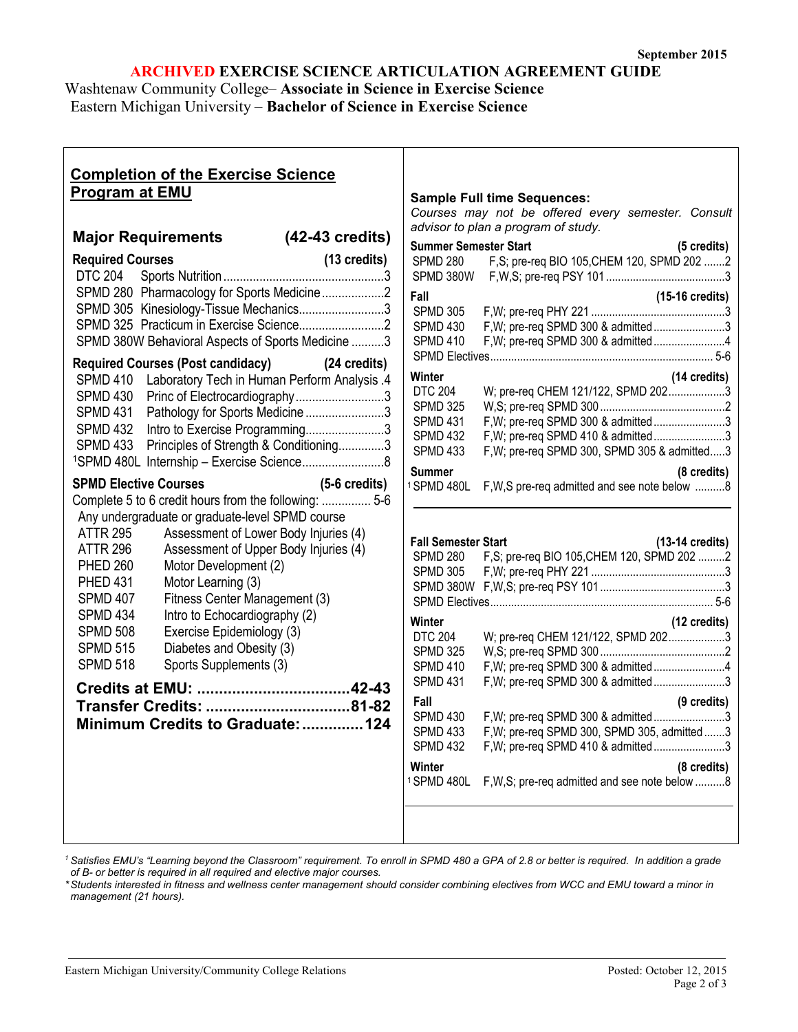September 2015

# ARCHIVED EXERCISE SCIENCE ARTICULATION AGREEMENT GUIDE

Washtenaw Community College– **Associate in Science in Exercise Science**
Eastern Michigan University – **Bachelor of Science in Exercise Science**

## Completion of the Exercise Science Program at EMU

### Major Requirements (42-43 credits)

**Required Courses (13 credits)**

| Course | Title | Credits |
|---|---|---|
| DTC 204 | Sports Nutrition | 3 |
| SPMD 280 | Pharmacology for Sports Medicine | 2 |
| SPMD 305 | Kinesiology-Tissue Mechanics | 3 |
| SPMD 325 | Practicum in Exercise Science | 2 |
| SPMD 380W | Behavioral Aspects of Sports Medicine | 3 |

**Required Courses (Post candidacy) (24 credits)**

| Course | Title | Credits |
|---|---|---|
| SPMD 410 | Laboratory Tech in Human Perform Analysis | 4 |
| SPMD 430 | Princ of Electrocardiography | 3 |
| SPMD 431 | Pathology for Sports Medicine | 3 |
| SPMD 432 | Intro to Exercise Programming | 3 |
| SPMD 433 | Principles of Strength & Conditioning | 3 |
| [1]SPMD 480L | Internship – Exercise Science | 8 |

**SPMD Elective Courses (5-6 credits)**

Complete 5 to 6 credit hours from the following: ............... 5-6

Any undergraduate or graduate-level SPMD course

| Course | Title |
|---|---|
| ATTR 295 | Assessment of Lower Body Injuries (4) |
| ATTR 296 | Assessment of Upper Body Injuries (4) |
| PHED 260 | Motor Development (2) |
| PHED 431 | Motor Learning (3) |
| SPMD 407 | Fitness Center Management (3) |
| SPMD 434 | Intro to Echocardiography (2) |
| SPMD 508 | Exercise Epidemiology (3) |
| SPMD 515 | Diabetes and Obesity (3) |
| SPMD 518 | Sports Supplements (3) |

**Credits at EMU: ...................................42-43**
**Transfer Credits: .................................81-82**
**Minimum Credits to Graduate: ..............124**

### Sample Full time Sequences:

*Courses may not be offered every semester. Consult advisor to plan a program of study.*

**Summer Semester Start**

| Course | Offered; Prerequisites | Credits |
|---|---|---|
| **Summer Semester Start** | | **(5 credits)** |
| SPMD 280 | F,S; pre-req BIO 105,CHEM 120, SPMD 202 | 2 |
| SPMD 380W | F,W,S; pre-req PSY 101 | 3 |
| **Fall** | | **(15-16 credits)** |
| SPMD 305 | F,W; pre-req PHY 221 | 3 |
| SPMD 430 | F,W; pre-req SPMD 300 & admitted | 3 |
| SPMD 410 | F,W; pre-req SPMD 300 & admitted | 4 |
| SPMD Electives | | 5-6 |
| **Winter** | | **(14 credits)** |
| DTC 204 | W; pre-req CHEM 121/122, SPMD 202 | 3 |
| SPMD 325 | W,S; pre-req SPMD 300 | 2 |
| SPMD 431 | F,W; pre-req SPMD 300 & admitted | 3 |
| SPMD 432 | F,W; pre-req SPMD 410 & admitted | 3 |
| SPMD 433 | F,W; pre-req SPMD 300, SPMD 305 & admitted | 3 |
| **Summer** | | **(8 credits)** |
| [1]SPMD 480L | F,W,S pre-req admitted and see note below | 8 |

**Fall Semester Start**

| Course | Offered; Prerequisites | Credits |
|---|---|---|
| **Fall Semester Start** | | **(13-14 credits)** |
| SPMD 280 | F,S; pre-req BIO 105,CHEM 120, SPMD 202 | 2 |
| SPMD 305 | F,W; pre-req PHY 221 | 3 |
| SPMD 380W | F,W,S; pre-req PSY 101 | 3 |
| SPMD Electives | | 5-6 |
| **Winter** | | **(12 credits)** |
| DTC 204 | W; pre-req CHEM 121/122, SPMD 202 | 3 |
| SPMD 325 | W,S; pre-req SPMD 300 | 2 |
| SPMD 410 | F,W; pre-req SPMD 300 & admitted | 4 |
| SPMD 431 | F,W; pre-req SPMD 300 & admitted | 3 |
| **Fall** | | **(9 credits)** |
| SPMD 430 | F,W; pre-req SPMD 300 & admitted | 3 |
| SPMD 433 | F,W; pre-req SPMD 300, SPMD 305, admitted | 3 |
| SPMD 432 | F,W; pre-req SPMD 410 & admitted | 3 |
| **Winter** | | **(8 credits)** |
| [1]SPMD 480L | F,W,S; pre-req admitted and see note below | 8 |

*[1] Satisfies EMU's "Learning beyond the Classroom" requirement. To enroll in SPMD 480 a GPA of 2.8 or better is required. In addition a grade of B- or better is required in all required and elective major courses.*

*\* Students interested in fitness and wellness center management should consider combining electives from WCC and EMU toward a minor in management (21 hours).*

Eastern Michigan University/Community College Relations — Posted: October 12, 2015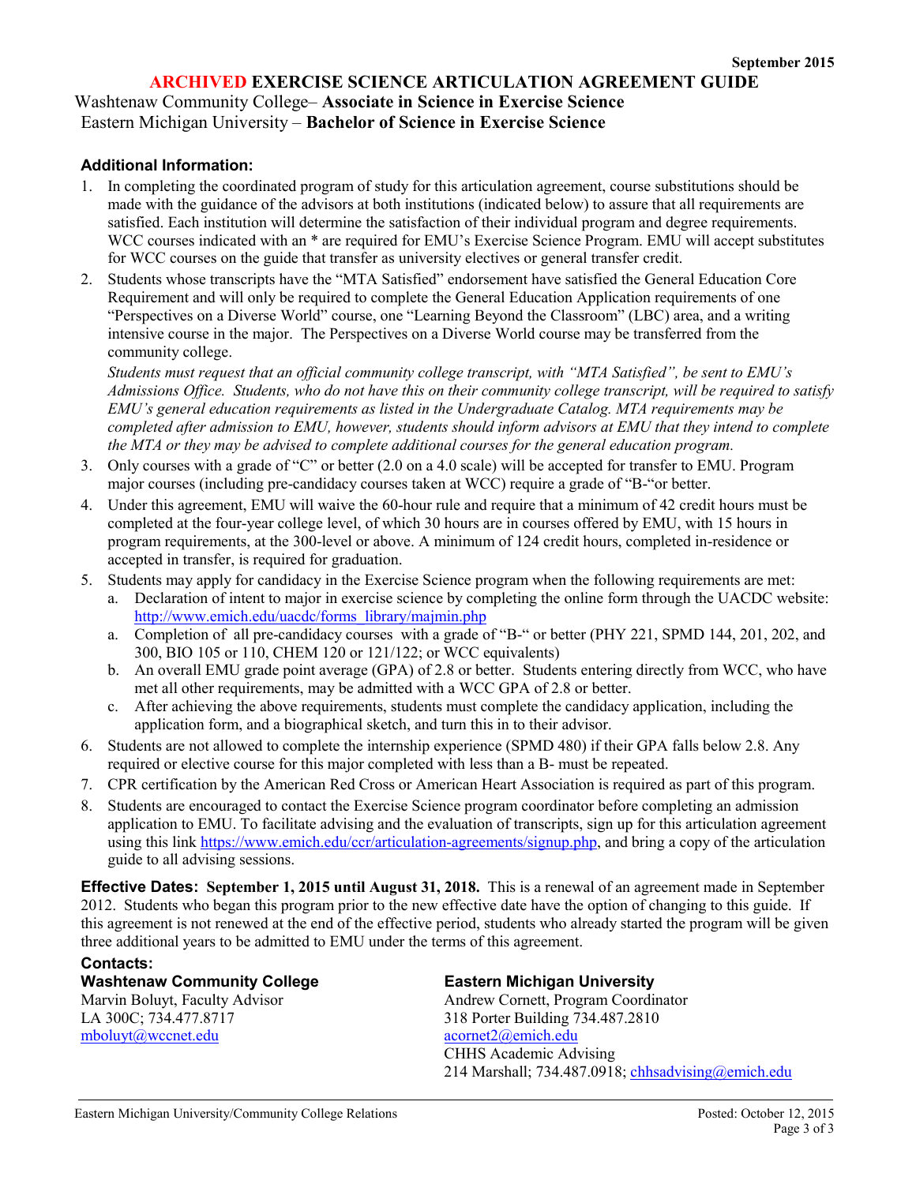September 2015

# ARCHIVED EXERCISE SCIENCE ARTICULATION AGREEMENT GUIDE

Washtenaw Community College– **Associate in Science in Exercise Science**
Eastern Michigan University – **Bachelor of Science in Exercise Science**

### Additional Information:

1. In completing the coordinated program of study for this articulation agreement, course substitutions should be made with the guidance of the advisors at both institutions (indicated below) to assure that all requirements are satisfied. Each institution will determine the satisfaction of their individual program and degree requirements. WCC courses indicated with an * are required for EMU's Exercise Science Program. EMU will accept substitutes for WCC courses on the guide that transfer as university electives or general transfer credit.
2. Students whose transcripts have the "MTA Satisfied" endorsement have satisfied the General Education Core Requirement and will only be required to complete the General Education Application requirements of one "Perspectives on a Diverse World" course, one "Learning Beyond the Classroom" (LBC) area, and a writing intensive course in the major. The Perspectives on a Diverse World course may be transferred from the community college.

   *Students must request that an official community college transcript, with "MTA Satisfied", be sent to EMU's Admissions Office. Students, who do not have this on their community college transcript, will be required to satisfy EMU's general education requirements as listed in the Undergraduate Catalog. MTA requirements may be completed after admission to EMU, however, students should inform advisors at EMU that they intend to complete the MTA or they may be advised to complete additional courses for the general education program.*
3. Only courses with a grade of "C" or better (2.0 on a 4.0 scale) will be accepted for transfer to EMU. Program major courses (including pre-candidacy courses taken at WCC) require a grade of "B-"or better.
4. Under this agreement, EMU will waive the 60-hour rule and require that a minimum of 42 credit hours must be completed at the four-year college level, of which 30 hours are in courses offered by EMU, with 15 hours in program requirements, at the 300-level or above. A minimum of 124 credit hours, completed in-residence or accepted in transfer, is required for graduation.
5. Students may apply for candidacy in the Exercise Science program when the following requirements are met:
   a. Declaration of intent to major in exercise science by completing the online form through the UACDC website: http://www.emich.edu/uacdc/forms_library/majmin.php
   a. Completion of all pre-candidacy courses with a grade of "B-" or better (PHY 221, SPMD 144, 201, 202, and 300, BIO 105 or 110, CHEM 120 or 121/122; or WCC equivalents)
   b. An overall EMU grade point average (GPA) of 2.8 or better. Students entering directly from WCC, who have met all other requirements, may be admitted with a WCC GPA of 2.8 or better.
   c. After achieving the above requirements, students must complete the candidacy application, including the application form, and a biographical sketch, and turn this in to their advisor.
6. Students are not allowed to complete the internship experience (SPMD 480) if their GPA falls below 2.8. Any required or elective course for this major completed with less than a B- must be repeated.
7. CPR certification by the American Red Cross or American Heart Association is required as part of this program.
8. Students are encouraged to contact the Exercise Science program coordinator before completing an admission application to EMU. To facilitate advising and the evaluation of transcripts, sign up for this articulation agreement using this link https://www.emich.edu/ccr/articulation-agreements/signup.php, and bring a copy of the articulation guide to all advising sessions.

**Effective Dates: September 1, 2015 until August 31, 2018.** This is a renewal of an agreement made in September 2012. Students who began this program prior to the new effective date have the option of changing to this guide. If this agreement is not renewed at the end of the effective period, students who already started the program will be given three additional years to be admitted to EMU under the terms of this agreement.

### Contacts:

**Washtenaw Community College**
Marvin Boluyt, Faculty Advisor
LA 300C; 734.477.8717
mboluyt@wccnet.edu

**Eastern Michigan University**
Andrew Cornett, Program Coordinator
318 Porter Building 734.487.2810
acornet2@emich.edu
CHHS Academic Advising
214 Marshall; 734.487.0918; chhsadvising@emich.edu

Eastern Michigan University/Community College Relations — Posted: October 12, 2015